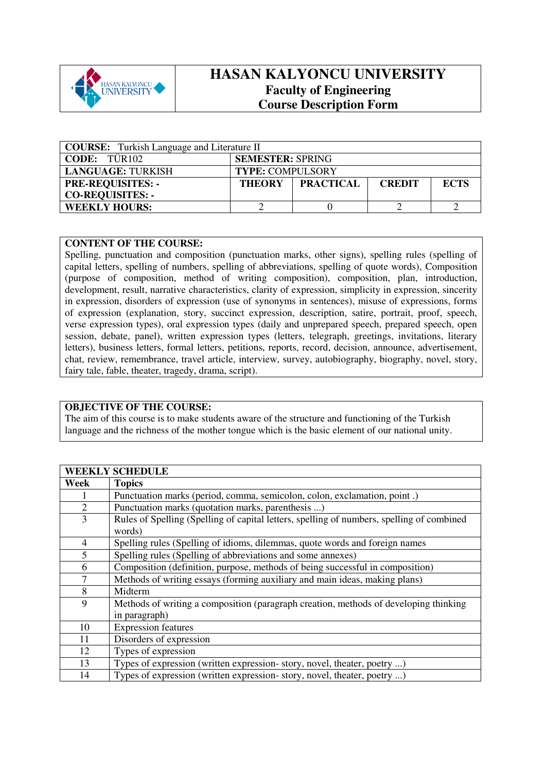# HASAN KALYONCU UNIVERSITY
## Faculty of Engineering
## Course Description Form

| **COURSE:** Turkish Language and Literature II | | | | |
|---|---|---|---|---|
| **CODE:** TÜR102 | **SEMESTER:** SPRING | | | |
| **LANGUAGE:** TURKISH | **TYPE:** COMPULSORY | | | |
| **PRE-REQUISITES: -**<br>**CO-REQUISITES: -** | **THEORY** | **PRACTICAL** | **CREDIT** | **ECTS** |
| **WEEKLY HOURS:** | 2 | 0 | 2 | 2 |

**CONTENT OF THE COURSE:**
Spelling, punctuation and composition (punctuation marks, other signs), spelling rules (spelling of capital letters, spelling of numbers, spelling of abbreviations, spelling of quote words), Composition (purpose of composition, method of writing composition), composition, plan, introduction, development, result, narrative characteristics, clarity of expression, simplicity in expression, sincerity in expression, disorders of expression (use of synonyms in sentences), misuse of expressions, forms of expression (explanation, story, succinct expression, description, satire, portrait, proof, speech, verse expression types), oral expression types (daily and unprepared speech, prepared speech, open session, debate, panel), written expression types (letters, telegraph, greetings, invitations, literary letters), business letters, formal letters, petitions, reports, record, decision, announce, advertisement, chat, review, remembrance, travel article, interview, survey, autobiography, biography, novel, story, fairy tale, fable, theater, tragedy, drama, script).

**OBJECTIVE OF THE COURSE:**
The aim of this course is to make students aware of the structure and functioning of the Turkish language and the richness of the mother tongue which is the basic element of our national unity.

| **WEEKLY SCHEDULE** | |
|---|---|
| **Week** | **Topics** |
| 1 | Punctuation marks (period, comma, semicolon, colon, exclamation, point .) |
| 2 | Punctuation marks (quotation marks, parenthesis ...) |
| 3 | Rules of Spelling (Spelling of capital letters, spelling of numbers, spelling of combined words) |
| 4 | Spelling rules (Spelling of idioms, dilemmas, quote words and foreign names |
| 5 | Spelling rules (Spelling of abbreviations and some annexes) |
| 6 | Composition (definition, purpose, methods of being successful in composition) |
| 7 | Methods of writing essays (forming auxiliary and main ideas, making plans) |
| 8 | Midterm |
| 9 | Methods of writing a composition (paragraph creation, methods of developing thinking in paragraph) |
| 10 | Expression features |
| 11 | Disorders of expression |
| 12 | Types of expression |
| 13 | Types of expression (written expression- story, novel, theater, poetry ...) |
| 14 | Types of expression (written expression- story, novel, theater, poetry ...) |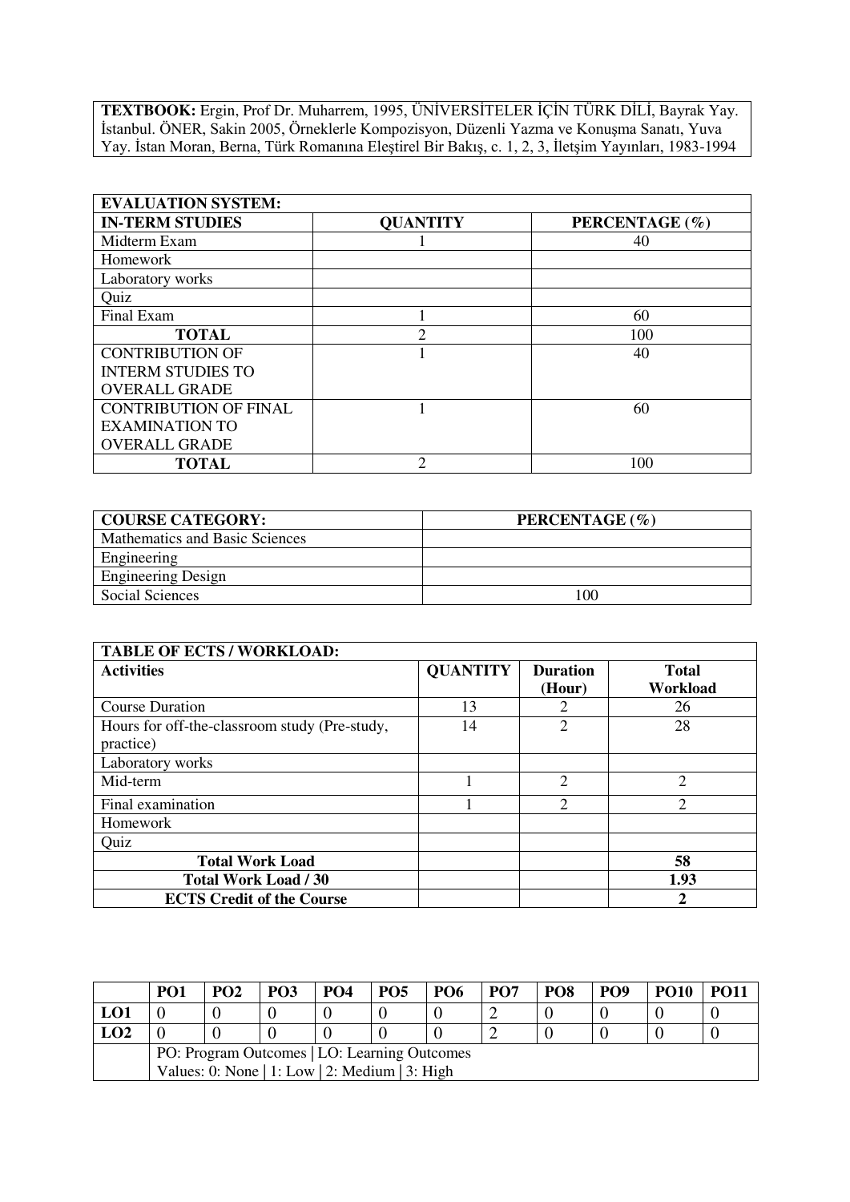**TEXTBOOK:** Ergin, Prof Dr. Muharrem, 1995, ÜNİVERSİTELER İÇİN TÜRK DİLİ, Bayrak Yay. İstanbul. ÖNER, Sakin 2005, Örneklerle Kompozisyon, Düzenli Yazma ve Konuşma Sanatı, Yuva Yay. İstan Moran, Berna, Türk Romanına Eleştirel Bir Bakış, c. 1, 2, 3, İletşim Yayınları, 1983-1994

| EVALUATION SYSTEM: | | |
|---|---|---|
| **IN-TERM STUDIES** | **QUANTITY** | **PERCENTAGE (%)** |
| Midterm Exam | 1 | 40 |
| Homework | | |
| Laboratory works | | |
| Quiz | | |
| Final Exam | 1 | 60 |
| **TOTAL** | 2 | 100 |
| CONTRIBUTION OF INTERM STUDIES TO OVERALL GRADE | 1 | 40 |
| CONTRIBUTION OF FINAL EXAMINATION TO OVERALL GRADE | 1 | 60 |
| **TOTAL** | 2 | 100 |

| COURSE CATEGORY: | PERCENTAGE (%) |
|---|---|
| Mathematics and Basic Sciences | |
| Engineering | |
| Engineering Design | |
| Social Sciences | 100 |

| TABLE OF ECTS / WORKLOAD: | | | |
|---|---|---|---|
| **Activities** | **QUANTITY** | **Duration (Hour)** | **Total Workload** |
| Course Duration | 13 | 2 | 26 |
| Hours for off-the-classroom study (Pre-study, practice) | 14 | 2 | 28 |
| Laboratory works | | | |
| Mid-term | 1 | 2 | 2 |
| Final examination | 1 | 2 | 2 |
| Homework | | | |
| Quiz | | | |
| **Total Work Load** | | | **58** |
| **Total Work Load / 30** | | | **1.93** |
| **ECTS Credit of the Course** | | | **2** |

| | PO1 | PO2 | PO3 | PO4 | PO5 | PO6 | PO7 | PO8 | PO9 | PO10 | PO11 |
|---|---|---|---|---|---|---|---|---|---|---|---|
| **LO1** | 0 | 0 | 0 | 0 | 0 | 0 | 2 | 0 | 0 | 0 | 0 |
| **LO2** | 0 | 0 | 0 | 0 | 0 | 0 | 2 | 0 | 0 | 0 | 0 |
| | PO: Program Outcomes \| LO: Learning Outcomes<br>Values: 0: None \| 1: Low \| 2: Medium \| 3: High | | | | | | | | | | |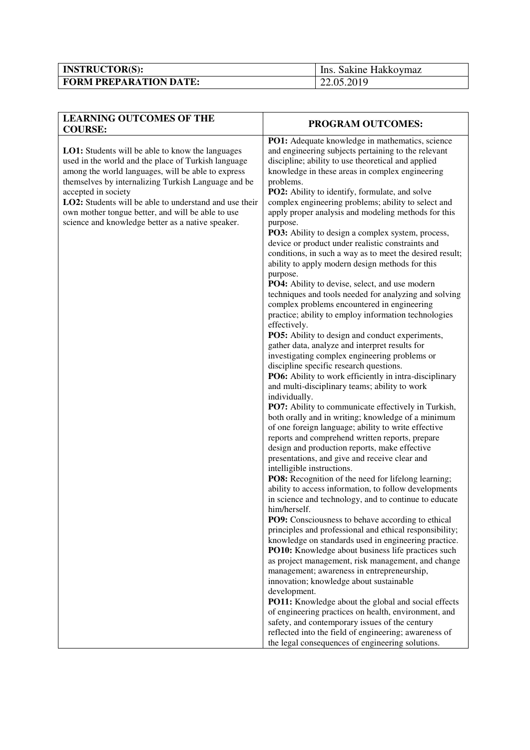| | |
|---|---|
| **INSTRUCTOR(S):** | Ins. Sakine Hakkoymaz |
| **FORM PREPARATION DATE:** | 22.05.2019 |

| **LEARNING OUTCOMES OF THE COURSE:** | **PROGRAM OUTCOMES:** |
|---|---|
| **LO1:** Students will be able to know the languages used in the world and the place of Turkish language among the world languages, will be able to express themselves by internalizing Turkish Language and be accepted in society<br>**LO2:** Students will be able to understand and use their own mother tongue better, and will be able to use science and knowledge better as a native speaker. | **PO1:** Adequate knowledge in mathematics, science and engineering subjects pertaining to the relevant discipline; ability to use theoretical and applied knowledge in these areas in complex engineering problems.<br>**PO2:** Ability to identify, formulate, and solve complex engineering problems; ability to select and apply proper analysis and modeling methods for this purpose.<br>**PO3:** Ability to design a complex system, process, device or product under realistic constraints and conditions, in such a way as to meet the desired result; ability to apply modern design methods for this purpose.<br>**PO4:** Ability to devise, select, and use modern techniques and tools needed for analyzing and solving complex problems encountered in engineering practice; ability to employ information technologies effectively.<br>**PO5:** Ability to design and conduct experiments, gather data, analyze and interpret results for investigating complex engineering problems or discipline specific research questions.<br>**PO6:** Ability to work efficiently in intra-disciplinary and multi-disciplinary teams; ability to work individually.<br>**PO7:** Ability to communicate effectively in Turkish, both orally and in writing; knowledge of a minimum of one foreign language; ability to write effective reports and comprehend written reports, prepare design and production reports, make effective presentations, and give and receive clear and intelligible instructions.<br>**PO8:** Recognition of the need for lifelong learning; ability to access information, to follow developments in science and technology, and to continue to educate him/herself.<br>**PO9:** Consciousness to behave according to ethical principles and professional and ethical responsibility; knowledge on standards used in engineering practice.<br>**PO10:** Knowledge about business life practices such as project management, risk management, and change management; awareness in entrepreneurship, innovation; knowledge about sustainable development.<br>**PO11:** Knowledge about the global and social effects of engineering practices on health, environment, and safety, and contemporary issues of the century reflected into the field of engineering; awareness of the legal consequences of engineering solutions. |